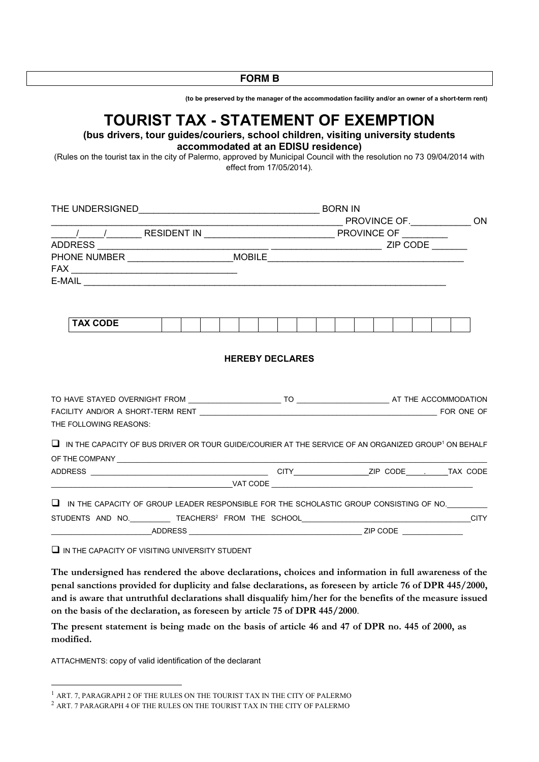**FORM B**

**(to be preserved by the manager of the accommodation facility and/or an owner of a short-term rent)**

# TOURIST TAX - STATEMENT OF EXEMPTION

**(bus drivers, tour guides/couriers, school children, visiting university students accommodated at an EDISU residence)**

(Rules on the tourist tax in the city of Palermo, approved by Municipal Council with the resolution no 73 09/04/2014 with effect from 17/05/2014).

THE UNDERSIGNED___________________________________ BORN IN
_________________________________________________________ PROVINCE OF.____________ ON
_____/_____/_______ RESIDENT IN _________________________ PROVINCE OF _________
ADDRESS _________________________________ _____________________ ZIP CODE _______
PHONE NUMBER ____________________MOBILE______________________________________
FAX ________________________________
E-MAIL ________________________________________________________________________

| TAX CODE | | | | | | | | | | | | | | | | |
|---|---|---|---|---|---|---|---|---|---|---|---|---|---|---|---|---|

**HEREBY DECLARES**

TO HAVE STAYED OVERNIGHT FROM ______________________ TO ______________________ AT THE ACCOMMODATION FACILITY AND/OR A SHORT-TERM RENT __________________________________________________________ FOR ONE OF THE FOLLOWING REASONS:

- ❑ IN THE CAPACITY OF BUS DRIVER OR TOUR GUIDE/COURIER AT THE SERVICE OF AN ORGANIZED GROUP[1] ON BEHALF OF THE COMPANY ____________________________________________________________________________
ADDRESS __________________________________________ CITY__________________ZIP CODE____.______TAX CODE _________________________________________________VAT CODE _________________________________________________

- ❑ IN THE CAPACITY OF GROUP LEADER RESPONSIBLE FOR THE SCHOLASTIC GROUP CONSISTING OF NO._________ STUDENTS AND NO._________ TEACHERS[2] FROM THE SCHOOL_______________________________________CITY _______________________ADDRESS ________________________________________ ZIP CODE ______________

- ❑ IN THE CAPACITY OF VISITING UNIVERSITY STUDENT

**The undersigned has rendered the above declarations, choices and information in full awareness of the penal sanctions provided for duplicity and false declarations, as foreseen by article 76 of DPR 445/2000, and is aware that untruthful declarations shall disqualify him/her for the benefits of the measure issued on the basis of the declaration, as foreseen by article 75 of DPR 445/2000**.

**The present statement is being made on the basis of article 46 and 47 of DPR no. 445 of 2000, as modified.**

ATTACHMENTS: copy of valid identification of the declarant

---

[1] ART. 7, PARAGRAPH 2 OF THE RULES ON THE TOURIST TAX IN THE CITY OF PALERMO

[2] ART. 7 PARAGRAPH 4 OF THE RULES ON THE TOURIST TAX IN THE CITY OF PALERMO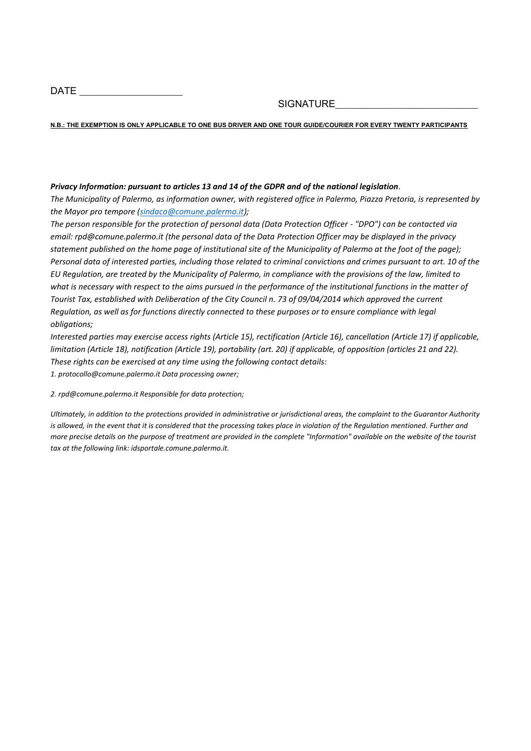DATE ____________________

SIGNATURE___________________________

**N.B.: THE EXEMPTION IS ONLY APPLICABLE TO ONE BUS DRIVER AND ONE TOUR GUIDE/COURIER FOR EVERY TWENTY PARTICIPANTS**

***Privacy Information: pursuant to articles 13 and 14 of the GDPR and of the national legislation****.*

*The Municipality of Palermo, as information owner, with registered office in Palermo, Piazza Pretoria, is represented by the Mayor pro tempore (sindaco@comune.palermo.it);*

*The person responsible for the protection of personal data (Data Protection Officer - "DPO") can be contacted via email: rpd@comune.palermo.it (the personal data of the Data Protection Officer may be displayed in the privacy statement published on the home page of institutional site of the Municipality of Palermo at the foot of the page);*

*Personal data of interested parties, including those related to criminal convictions and crimes pursuant to art. 10 of the EU Regulation, are treated by the Municipality of Palermo, in compliance with the provisions of the law, limited to what is necessary with respect to the aims pursued in the performance of the institutional functions in the matter of Tourist Tax, established with Deliberation of the City Council n. 73 of 09/04/2014 which approved the current Regulation, as well as for functions directly connected to these purposes or to ensure compliance with legal obligations;*

*Interested parties may exercise access rights (Article 15), rectification (Article 16), cancellation (Article 17) if applicable, limitation (Article 18), notification (Article 19), portability (art. 20) if applicable, of opposition (articles 21 and 22). These rights can be exercised at any time using the following contact details:*

*1. protocollo@comune.palermo.it Data processing owner;*

*2. rpd@comune.palermo.it Responsible for data protection;*

*Ultimately, in addition to the protections provided in administrative or jurisdictional areas, the complaint to the Guarantor Authority is allowed, in the event that it is considered that the processing takes place in violation of the Regulation mentioned. Further and more precise details on the purpose of treatment are provided in the complete "Information" available on the website of the tourist tax at the following link: idsportale.comune.palermo.it.*